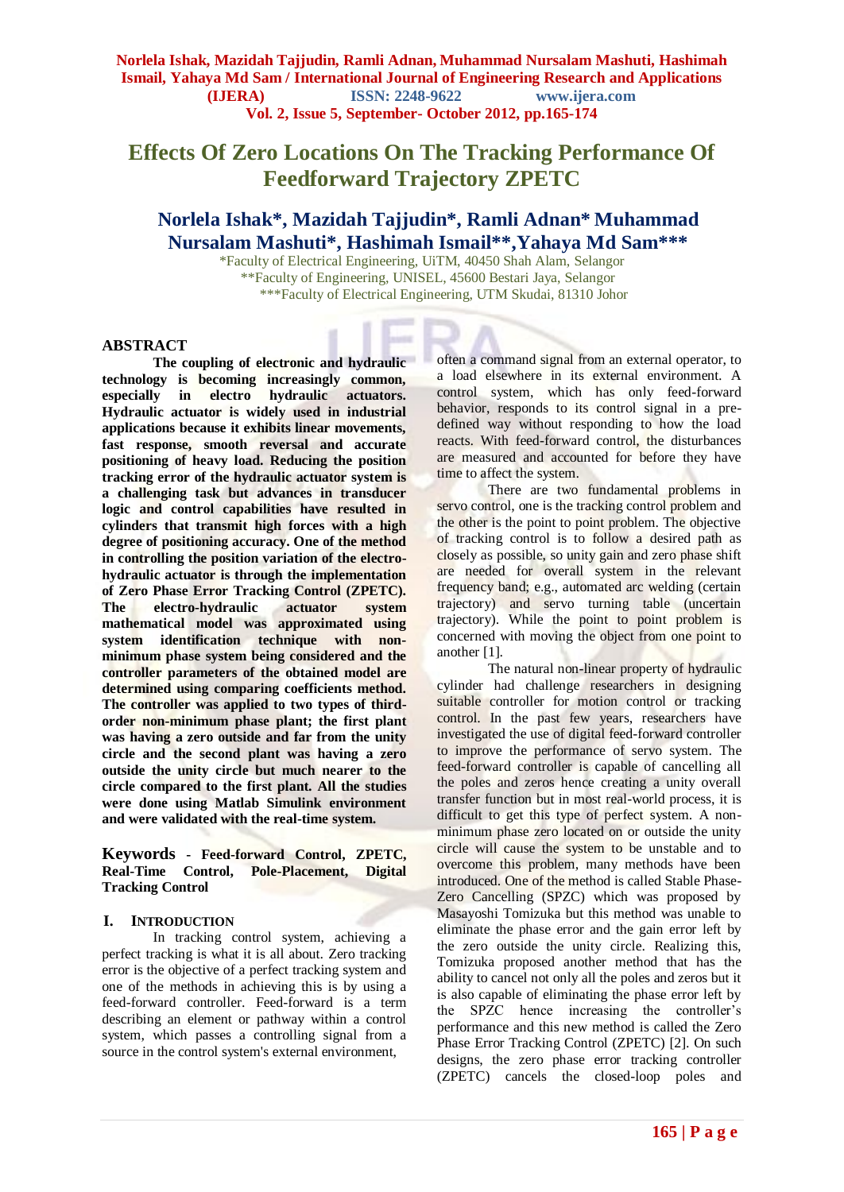# Effects Of Zero Locations On The Tracking Performance Of Feedforward Trajectory ZPETC

## Norlela Ishak*, Mazidah Tajjudin*, Ramli Adnan* Muhammad Nursalam Mashuti*, Hashimah Ismail**, Yahaya Md Sam***

*Faculty of Electrical Engineering, UiTM, 40450 Shah Alam, Selangor
**Faculty of Engineering, UNISEL, 45600 Bestari Jaya, Selangor
***Faculty of Electrical Engineering, UTM Skudai, 81310 Johor

## ABSTRACT

**The coupling of electronic and hydraulic technology is becoming increasingly common, especially in electro hydraulic actuators. Hydraulic actuator is widely used in industrial applications because it exhibits linear movements, fast response, smooth reversal and accurate positioning of heavy load. Reducing the position tracking error of the hydraulic actuator system is a challenging task but advances in transducer logic and control capabilities have resulted in cylinders that transmit high forces with a high degree of positioning accuracy. One of the method in controlling the position variation of the electro-hydraulic actuator is through the implementation of Zero Phase Error Tracking Control (ZPETC). The electro-hydraulic actuator system mathematical model was approximated using system identification technique with non-minimum phase system being considered and the controller parameters of the obtained model are determined using comparing coefficients method. The controller was applied to two types of third-order non-minimum phase plant; the first plant was having a zero outside and far from the unity circle and the second plant was having a zero outside the unity circle but much nearer to the circle compared to the first plant. All the studies were done using Matlab Simulink environment and were validated with the real-time system.**

**Keywords - Feed-forward Control, ZPETC, Real-Time Control, Pole-Placement, Digital Tracking Control**

## I. INTRODUCTION

In tracking control system, achieving a perfect tracking is what it is all about. Zero tracking error is the objective of a perfect tracking system and one of the methods in achieving this is by using a feed-forward controller. Feed-forward is a term describing an element or pathway within a control system, which passes a controlling signal from a source in the control system's external environment, often a command signal from an external operator, to a load elsewhere in its external environment. A control system, which has only feed-forward behavior, responds to its control signal in a pre-defined way without responding to how the load reacts. With feed-forward control, the disturbances are measured and accounted for before they have time to affect the system.

There are two fundamental problems in servo control, one is the tracking control problem and the other is the point to point problem. The objective of tracking control is to follow a desired path as closely as possible, so unity gain and zero phase shift are needed for overall system in the relevant frequency band; e.g., automated arc welding (certain trajectory) and servo turning table (uncertain trajectory). While the point to point problem is concerned with moving the object from one point to another [1].

The natural non-linear property of hydraulic cylinder had challenge researchers in designing suitable controller for motion control or tracking control. In the past few years, researchers have investigated the use of digital feed-forward controller to improve the performance of servo system. The feed-forward controller is capable of cancelling all the poles and zeros hence creating a unity overall transfer function but in most real-world process, it is difficult to get this type of perfect system. A non-minimum phase zero located on or outside the unity circle will cause the system to be unstable and to overcome this problem, many methods have been introduced. One of the method is called Stable Phase-Zero Cancelling (SPZC) which was proposed by Masayoshi Tomizuka but this method was unable to eliminate the phase error and the gain error left by the zero outside the unity circle. Realizing this, Tomizuka proposed another method that has the ability to cancel not only all the poles and zeros but it is also capable of eliminating the phase error left by the SPZC hence increasing the controller's performance and this new method is called the Zero Phase Error Tracking Control (ZPETC) [2]. On such designs, the zero phase error tracking controller (ZPETC) cancels the closed-loop poles and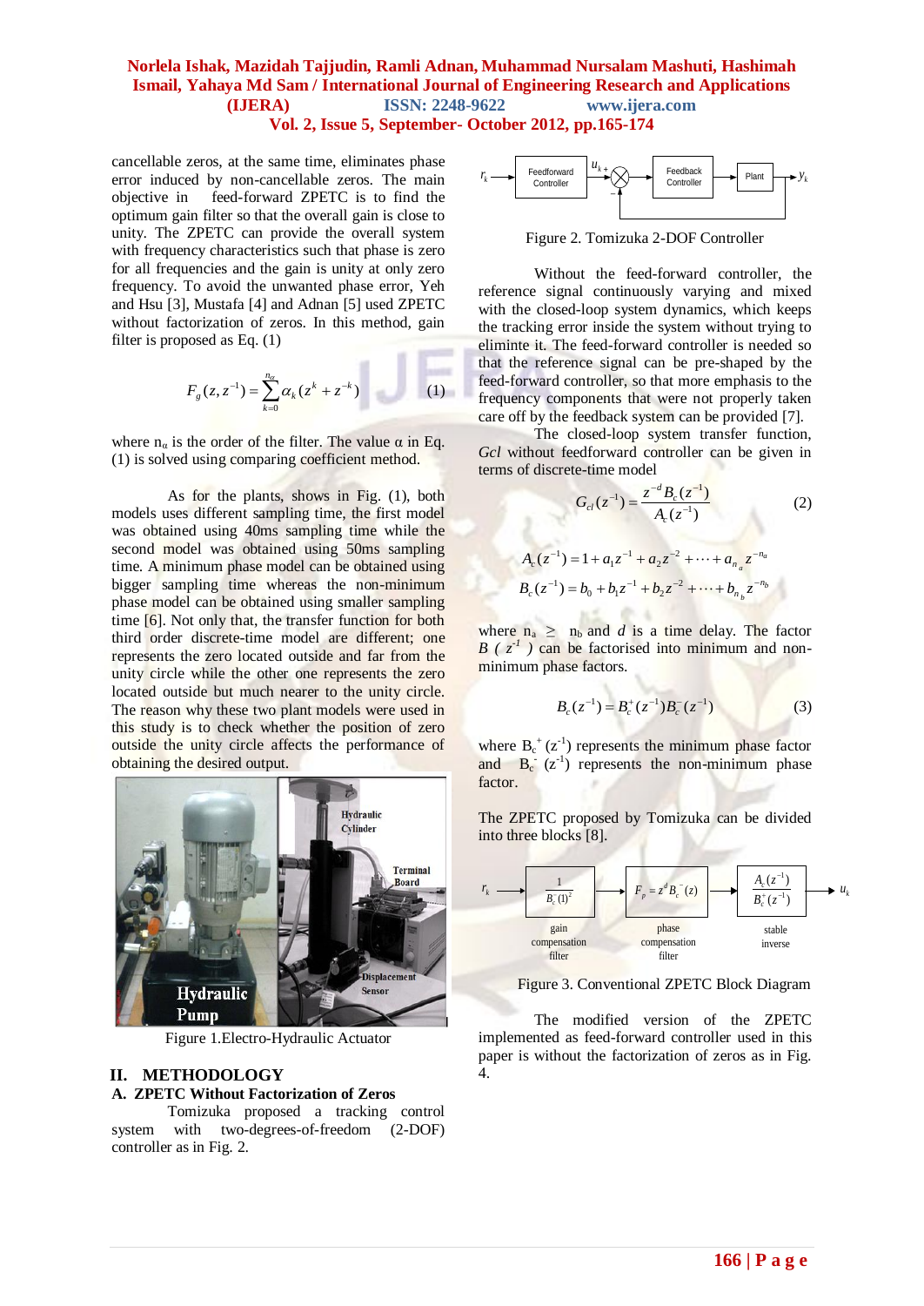cancellable zeros, at the same time, eliminates phase error induced by non-cancellable zeros. The main objective in feed-forward ZPETC is to find the optimum gain filter so that the overall gain is close to unity. The ZPETC can provide the overall system with frequency characteristics such that phase is zero for all frequencies and the gain is unity at only zero frequency. To avoid the unwanted phase error, Yeh and Hsu [3], Mustafa [4] and Adnan [5] used ZPETC without factorization of zeros. In this method, gain filter is proposed as Eq. (1)

$$F_g(z,z^{-1}) = \sum_{k=0}^{n_\alpha} \alpha_k (z^k + z^{-k}) \qquad (1)$$

where $n_\alpha$ is the order of the filter. The value α in Eq. (1) is solved using comparing coefficient method.

As for the plants, shows in Fig. (1), both models uses different sampling time, the first model was obtained using 40ms sampling time while the second model was obtained using 50ms sampling time. A minimum phase model can be obtained using bigger sampling time whereas the non-minimum phase model can be obtained using smaller sampling time [6]. Not only that, the transfer function for both third order discrete-time model are different; one represents the zero located outside and far from the unity circle while the other one represents the zero located outside but much nearer to the unity circle. The reason why these two plant models were used in this study is to check whether the position of zero outside the unity circle affects the performance of obtaining the desired output.

Figure 1.Electro-Hydraulic Actuator

## II. METHODOLOGY

### A. ZPETC Without Factorization of Zeros

Tomizuka proposed a tracking control system with two-degrees-of-freedom (2-DOF) controller as in Fig. 2.

Figure 2. Tomizuka 2-DOF Controller

Without the feed-forward controller, the reference signal continuously varying and mixed with the closed-loop system dynamics, which keeps the tracking error inside the system without trying to eliminte it. The feed-forward controller is needed so that the reference signal can be pre-shaped by the feed-forward controller, so that more emphasis to the frequency components that were not properly taken care off by the feedback system can be provided [7].

The closed-loop system transfer function, *Gcl* without feedforward controller can be given in terms of discrete-time model

$$G_{cl}(z^{-1}) = \frac{z^{-d} B_c(z^{-1})}{A_c(z^{-1})} \qquad (2)$$

$$A_c(z^{-1}) = 1 + a_1 z^{-1} + a_2 z^{-2} + \cdots + a_{n_a} z^{-n_a}$$

$$B_c(z^{-1}) = b_0 + b_1 z^{-1} + b_2 z^{-2} + \cdots + b_{n_b} z^{-n_b}$$

where $n_a \geq n_b$ and $d$ is a time delay. The factor $B(z^{-1})$ can be factorised into minimum and non-minimum phase factors.

$$B_c(z^{-1}) = B_c^+(z^{-1}) B_c^-(z^{-1}) \qquad (3)$$

where $B_c^+(z^{-1})$ represents the minimum phase factor and $B_c^-(z^{-1})$ represents the non-minimum phase factor.

The ZPETC proposed by Tomizuka can be divided into three blocks [8].

Figure 3. Conventional ZPETC Block Diagram

The modified version of the ZPETC implemented as feed-forward controller used in this paper is without the factorization of zeros as in Fig. 4.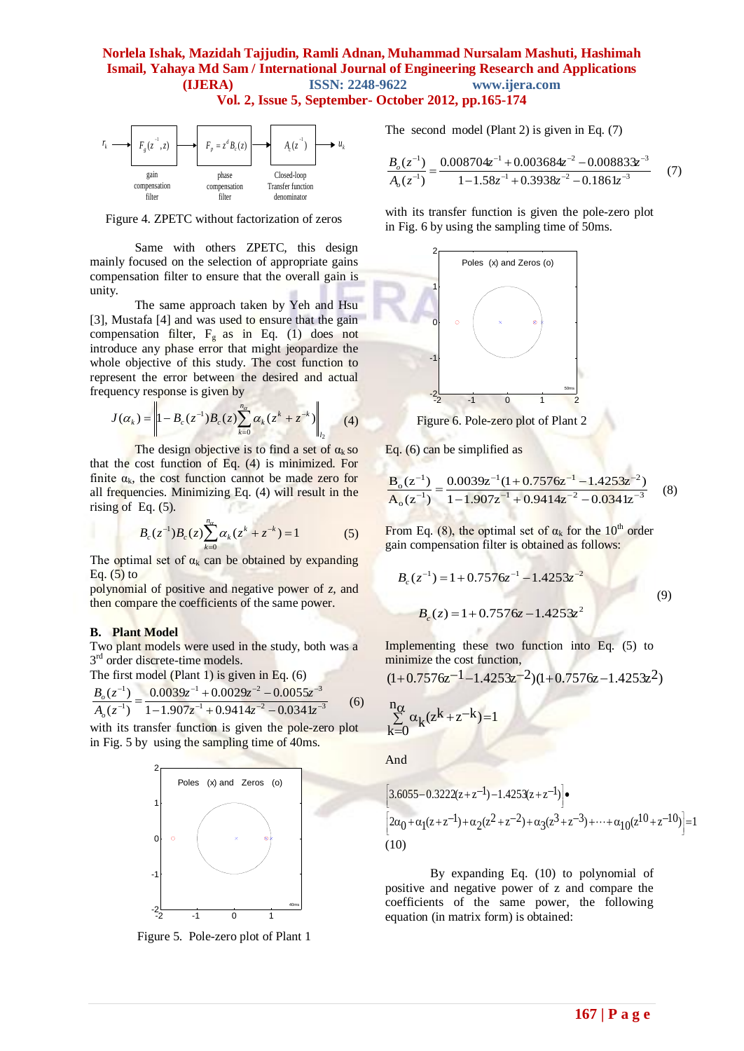Figure 4. ZPETC without factorization of zeros

Same with others ZPETC, this design mainly focused on the selection of appropriate gains compensation filter to ensure that the overall gain is unity.

The same approach taken by Yeh and Hsu [3], Mustafa [4] and was used to ensure that the gain compensation filter, $F_g$ as in Eq. (1) does not introduce any phase error that might jeopardize the whole objective of this study. The cost function to represent the error between the desired and actual frequency response is given by

$$J(\alpha_k) = \left\| 1 - B_c(z^{-1})B_c(z)\sum_{k=0}^{n_\alpha} \alpha_k (z^k + z^{-k}) \right\|_{l_2} \quad (4)$$

The design objective is to find a set of $\alpha_k$ so that the cost function of Eq. (4) is minimized. For finite $\alpha_k$, the cost function cannot be made zero for all frequencies. Minimizing Eq. (4) will result in the rising of Eq. (5).

$$B_c(z^{-1})B_c(z)\sum_{k=0}^{n_\alpha} \alpha_k (z^k + z^{-k}) = 1 \quad (5)$$

The optimal set of $\alpha_k$ can be obtained by expanding Eq. (5) to polynomial of positive and negative power of $z$, and then compare the coefficients of the same power.

### B. Plant Model

Two plant models were used in the study, both was a 3rd order discrete-time models.

The first model (Plant 1) is given in Eq. (6)

$$\frac{B_o(z^{-1})}{A_o(z^{-1})} = \frac{0.0039z^{-1} + 0.0029z^{-2} - 0.0055z^{-3}}{1 - 1.907z^{-1} + 0.9414z^{-2} - 0.0341z^{-3}} \quad (6)$$

with its transfer function is given the pole-zero plot in Fig. 5 by using the sampling time of 40ms.

Figure 5. Pole-zero plot of Plant 1

The second model (Plant 2) is given in Eq. (7)

$$\frac{B_o(z^{-1})}{A_o(z^{-1})} = \frac{0.008704z^{-1} + 0.003684z^{-2} - 0.008833z^{-3}}{1 - 1.58z^{-1} + 0.3938z^{-2} - 0.1861z^{-3}} \quad (7)$$

with its transfer function is given the pole-zero plot in Fig. 6 by using the sampling time of 50ms.

Figure 6. Pole-zero plot of Plant 2

Eq. (6) can be simplified as

$$\frac{B_o(z^{-1})}{A_o(z^{-1})} = \frac{0.0039z^{-1}(1 + 0.7576z^{-1} - 1.4253z^{-2})}{1 - 1.907z^{-1} + 0.9414z^{-2} - 0.0341z^{-3}} \quad (8)$$

From Eq. (8), the optimal set of $\alpha_k$ for the 10th order gain compensation filter is obtained as follows:

$$B_c(z^{-1}) = 1 + 0.7576z^{-1} - 1.4253z^{-2}$$
$$B_c(z) = 1 + 0.7576z - 1.4253z^2 \quad (9)$$

Implementing these two function into Eq. (5) to minimize the cost function,

$$(1 + 0.7576z^{-1} - 1.4253z^{-2})(1 + 0.7576z - 1.4253z^2)$$

$$\sum_{k=0}^{n_\alpha} \alpha_k (z^k + z^{-k}) = 1$$

And

$$\left[3.6055 - 0.3222(z + z^{-1}) - 1.4253(z + z^{-1})\right] \bullet \left[2\alpha_0 + \alpha_1(z + z^{-1}) + \alpha_2(z^2 + z^{-2}) + \alpha_3(z^3 + z^{-3}) + \cdots + \alpha_{10}(z^{10} + z^{-10})\right] = 1$$

(10)

By expanding Eq. (10) to polynomial of positive and negative power of z and compare the coefficients of the same power, the following equation (in matrix form) is obtained: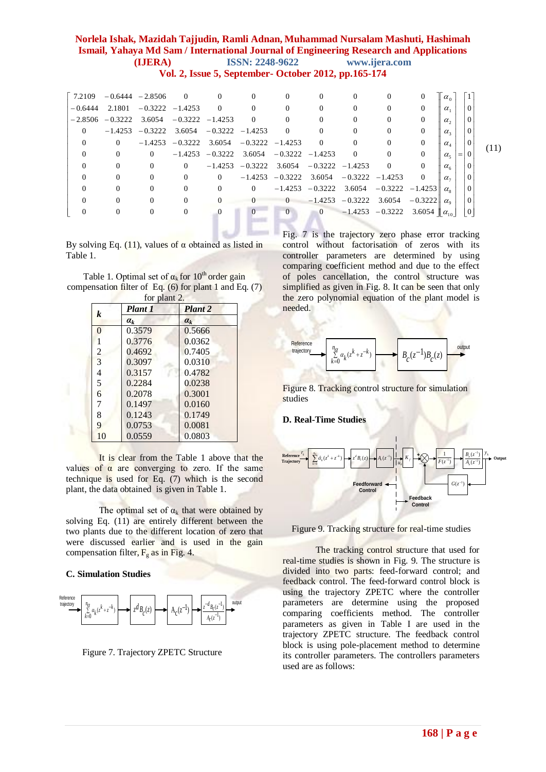$$
\begin{bmatrix}
7.2109 & -0.6444 & -2.8506 & 0 & 0 & 0 & 0 & 0 & 0 & 0 & 0 \\
-0.6444 & 2.1801 & -0.3222 & -1.4253 & 0 & 0 & 0 & 0 & 0 & 0 & 0 \\
-2.8506 & -0.3222 & 3.6054 & -0.3222 & -1.4253 & 0 & 0 & 0 & 0 & 0 & 0 \\
0 & -1.4253 & -0.3222 & 3.6054 & -0.3222 & -1.4253 & 0 & 0 & 0 & 0 & 0 \\
0 & 0 & -1.4253 & -0.3222 & 3.6054 & -0.3222 & -1.4253 & 0 & 0 & 0 & 0 \\
0 & 0 & 0 & -1.4253 & -0.3222 & 3.6054 & -0.3222 & -1.4253 & 0 & 0 & 0 \\
0 & 0 & 0 & 0 & -1.4253 & -0.3222 & 3.6054 & -0.3222 & -1.4253 & 0 & 0 \\
0 & 0 & 0 & 0 & 0 & -1.4253 & -0.3222 & 3.6054 & -0.3222 & -1.4253 & 0 \\
0 & 0 & 0 & 0 & 0 & 0 & -1.4253 & -0.3222 & 3.6054 & -0.3222 & -1.4253 \\
0 & 0 & 0 & 0 & 0 & 0 & 0 & -1.4253 & -0.3222 & 3.6054 & -0.3222 \\
0 & 0 & 0 & 0 & 0 & 0 & 0 & 0 & -1.4253 & -0.3222 & 3.6054
\end{bmatrix}
\begin{bmatrix}
\alpha_0 \\ \alpha_1 \\ \alpha_2 \\ \alpha_3 \\ \alpha_4 \\ \alpha_5 \\ \alpha_6 \\ \alpha_7 \\ \alpha_8 \\ \alpha_9 \\ \alpha_{10}
\end{bmatrix}
=
\begin{bmatrix}
1 \\ 0 \\ 0 \\ 0 \\ 0 \\ 0 \\ 0 \\ 0 \\ 0 \\ 0 \\ 0
\end{bmatrix}
\quad (11)
$$

By solving Eq. (11), values of $\alpha$ obtained as listed in Table 1.

Table 1. Optimal set of $\alpha_k$ for 10[th] order gain compensation filter of Eq. (6) for plant 1 and Eq. (7) for plant 2.

| *k* | *Plant 1* | *Plant 2* |
|---|---|---|
| | $\alpha_k$ | $\alpha_k$ |
| 0 | 0.3579 | 0.5666 |
| 1 | 0.3776 | 0.0362 |
| 2 | 0.4692 | 0.7405 |
| 3 | 0.3097 | 0.0310 |
| 4 | 0.3157 | 0.4782 |
| 5 | 0.2284 | 0.0238 |
| 6 | 0.2078 | 0.3001 |
| 7 | 0.1497 | 0.0160 |
| 8 | 0.1243 | 0.1749 |
| 9 | 0.0753 | 0.0081 |
| 10 | 0.0559 | 0.0803 |

It is clear from the Table 1 above that the values of $\alpha$ are converging to zero. If the same technique is used for Eq. (7) which is the second plant, the data obtained is given in Table 1.

The optimal set of $\alpha_k$ that were obtained by solving Eq. (11) are entirely different between the two plants due to the different location of zero that were discussed earlier and is used in the gain compensation filter, $F_g$ as in Fig. 4.

### C. Simulation Studies

Reference trajectory → $\sum_{k=0}^{n_\alpha} \alpha_k (z^k + z^{-k})$ → $z^d B_c(z)$ → $A_c(z^{-1})$ → $\frac{z^{-d} B_c(z^{-1})}{A_c(z^{-1})}$ → output

Figure 7. Trajectory ZPETC Structure

Fig. 7 is the trajectory zero phase error tracking control without factorisation of zeros with its controller parameters are determined by using comparing coefficient method and due to the effect of poles cancellation, the control structure was simplified as given in Fig. 8. It can be seen that only the zero polynomial equation of the plant model is needed.

Reference trajectory → $\sum_{k=0}^{n_\alpha} \alpha_k (z^k + z^{-k})$ → $B_c(z^{-1}) B_c(z)$ → output

Figure 8. Tracking control structure for simulation studies

### D. Real-Time Studies

Figure 9. Tracking structure for real-time studies

The tracking control structure that used for real-time studies is shown in Fig. 9. The structure is divided into two parts: feed-forward control; and feedback control. The feed-forward control block is using the trajectory ZPETC where the controller parameters are determine using the proposed comparing coefficients method. The controller parameters as given in Table I are used in the trajectory ZPETC structure. The feedback control block is using pole-placement method to determine its controller parameters. The controllers parameters used are as follows: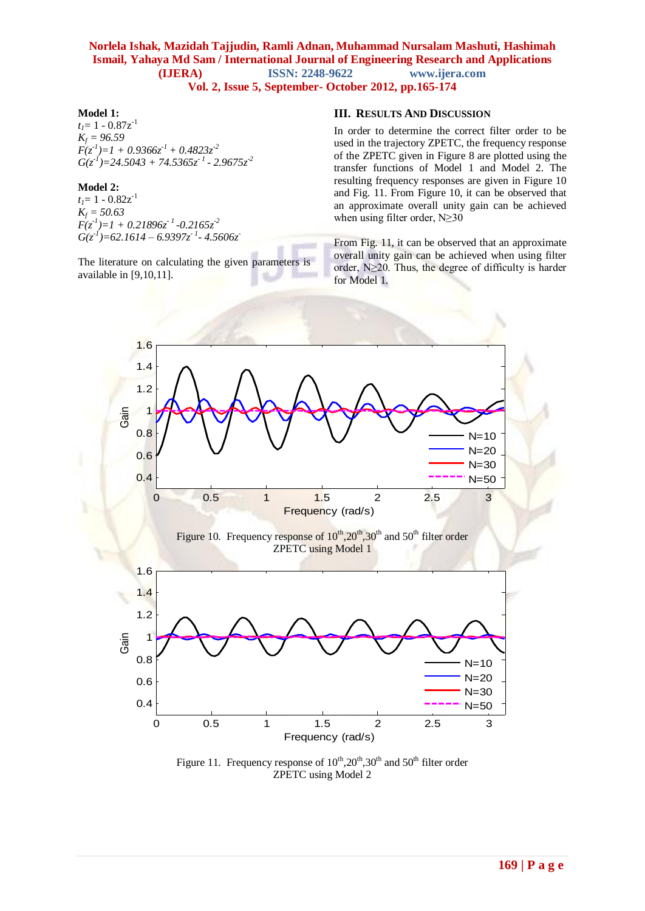**Model 1:**

$t_1 = 1 - 0.87z^{-1}$

$K_f = 96.59$

$F(z^{-1}) = 1 + 0.9366z^{-1} + 0.4823z^{-2}$

$G(z^{-1}) = 24.5043 + 74.5365z^{-1} - 2.9675z^{-2}$

**Model 2:**

$t_1 = 1 - 0.82z^{-1}$

$K_f = 50.63$

$F(z^{-1}) = 1 + 0.21896z^{-1} - 0.2165z^{-2}$

$G(z^{-1}) = 62.1614 - 6.9397z^{-1} - 4.5606z^{-}$

The literature on calculating the given parameters is available in [9,10,11].

## III. Results And Discussion

In order to determine the correct filter order to be used in the trajectory ZPETC, the frequency response of the ZPETC given in Figure 8 are plotted using the transfer functions of Model 1 and Model 2. The resulting frequency responses are given in Figure 10 and Fig. 11. From Figure 10, it can be observed that an approximate overall unity gain can be achieved when using filter order, N≥30

From Fig. 11, it can be observed that an approximate overall unity gain can be achieved when using filter order, N≥20. Thus, the degree of difficulty is harder for Model 1.

Figure 10. Frequency response of 10th,20th,30th and 50th filter order ZPETC using Model 1

Figure 11. Frequency response of 10th,20th,30th and 50th filter order ZPETC using Model 2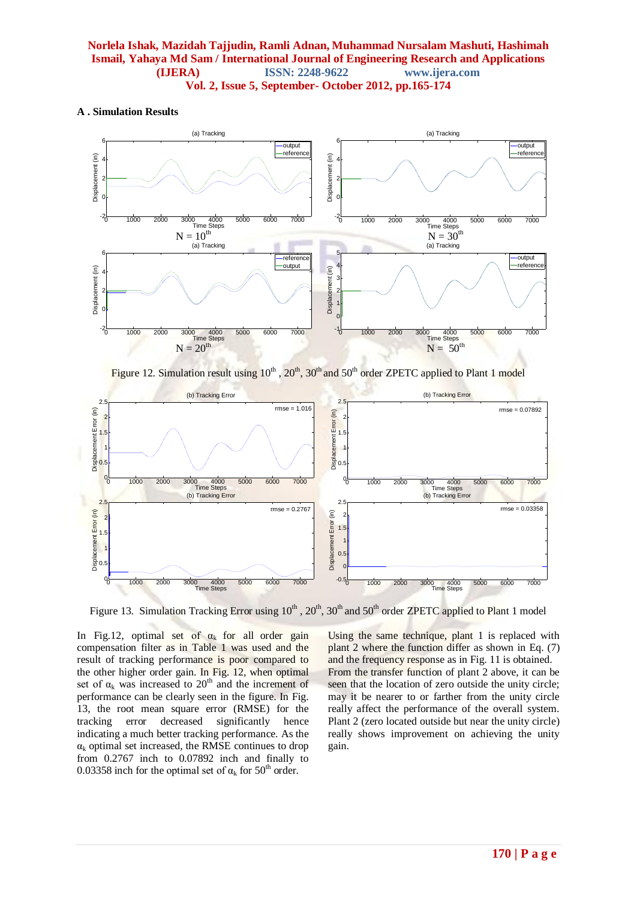### A . Simulation Results

Figure 12. Simulation result using $10^{th}$ , $20^{th}$, $30^{th}$ and $50^{th}$ order ZPETC applied to Plant 1 model

Figure 13. Simulation Tracking Error using $10^{th}$ , $20^{th}$, $30^{th}$ and $50^{th}$ order ZPETC applied to Plant 1 model

In Fig.12, optimal set of $\alpha_k$ for all order gain compensation filter as in Table 1 was used and the result of tracking performance is poor compared to the other higher order gain. In Fig. 12, when optimal set of $\alpha_k$ was increased to $20^{th}$ and the increment of performance can be clearly seen in the figure. In Fig. 13, the root mean square error (RMSE) for the tracking error decreased significantly hence indicating a much better tracking performance. As the $\alpha_k$ optimal set increased, the RMSE continues to drop from 0.2767 inch to 0.07892 inch and finally to 0.03358 inch for the optimal set of $\alpha_k$ for $50^{th}$ order.

Using the same technique, plant 1 is replaced with plant 2 where the function differ as shown in Eq. (7) and the frequency response as in Fig. 11 is obtained. From the transfer function of plant 2 above, it can be seen that the location of zero outside the unity circle; may it be nearer to or farther from the unity circle really affect the performance of the overall system. Plant 2 (zero located outside but near the unity circle) really shows improvement on achieving the unity gain.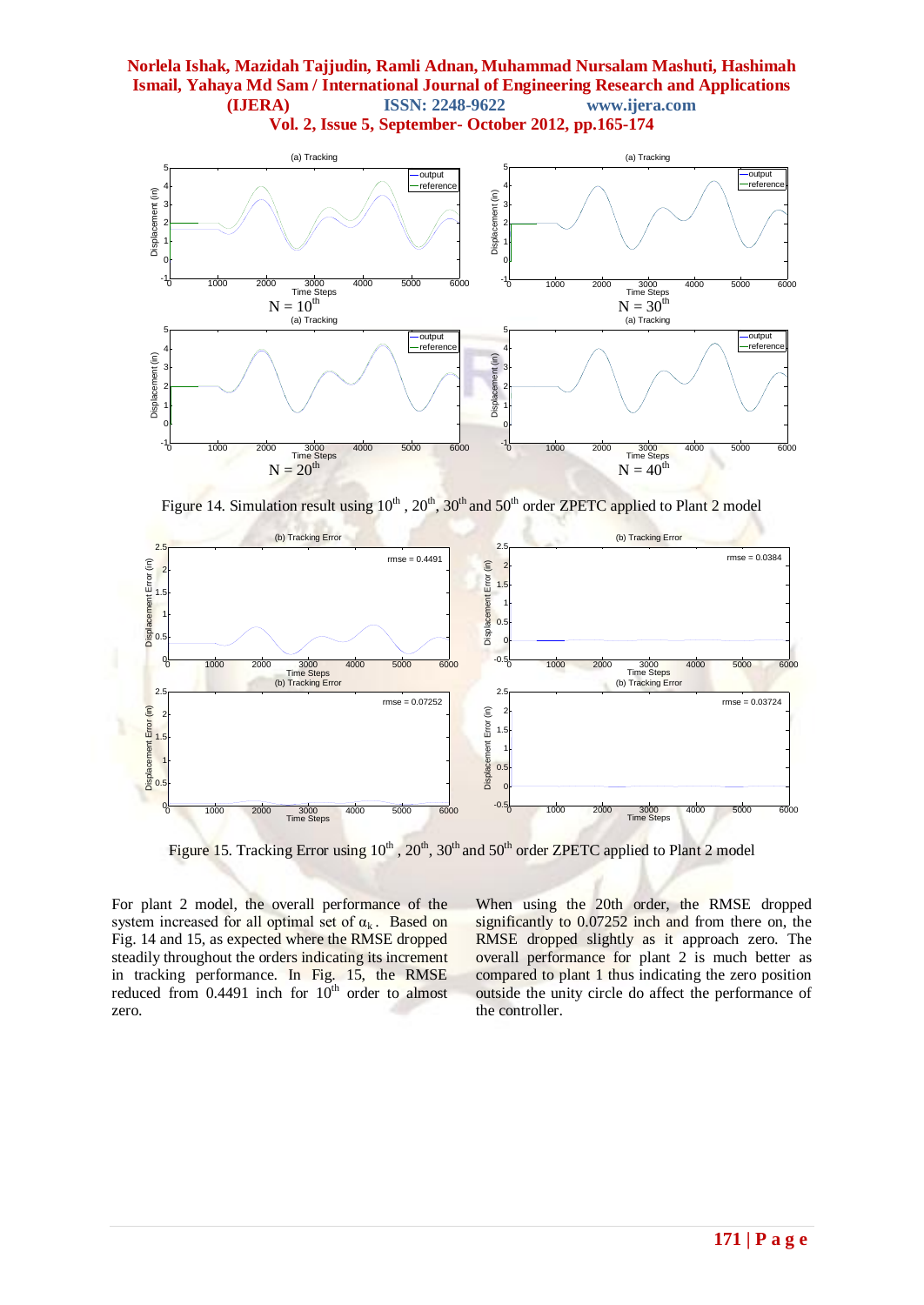Figure 14. Simulation result using $10^{th}$ , $20^{th}$, $30^{th}$ and $50^{th}$ order ZPETC applied to Plant 2 model

Figure 15. Tracking Error using $10^{th}$ , $20^{th}$, $30^{th}$ and $50^{th}$ order ZPETC applied to Plant 2 model

For plant 2 model, the overall performance of the system increased for all optimal set of $\alpha_k$ . Based on Fig. 14 and 15, as expected where the RMSE dropped steadily throughout the orders indicating its increment in tracking performance. In Fig. 15, the RMSE reduced from 0.4491 inch for $10^{th}$ order to almost zero.

When using the 20th order, the RMSE dropped significantly to 0.07252 inch and from there on, the RMSE dropped slightly as it approach zero. The overall performance for plant 2 is much better as compared to plant 1 thus indicating the zero position outside the unity circle do affect the performance of the controller.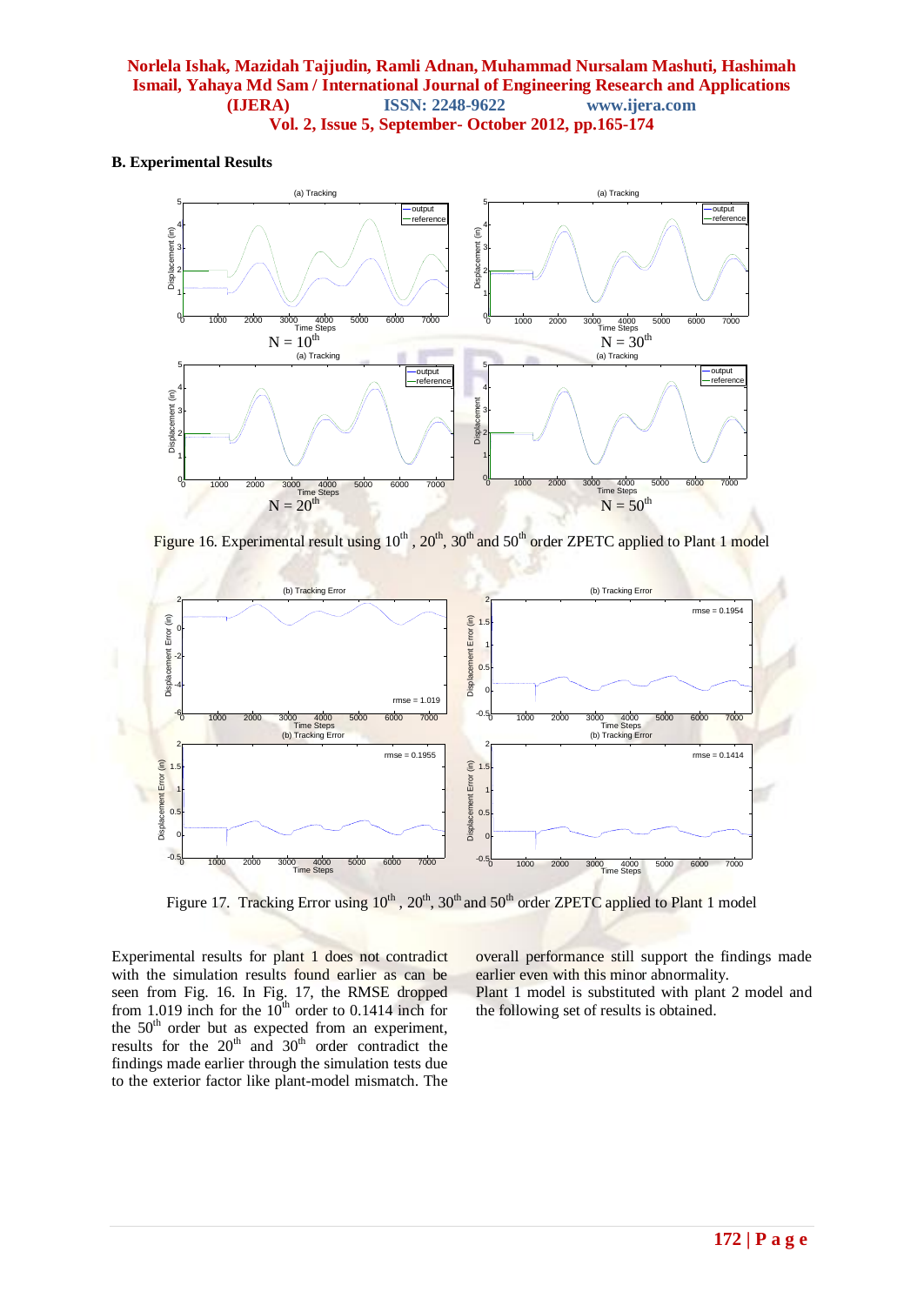**B. Experimental Results**

Figure 16. Experimental result using $10^{th}$, $20^{th}$, $30^{th}$ and $50^{th}$ order ZPETC applied to Plant 1 model

Figure 17. Tracking Error using $10^{th}$, $20^{th}$, $30^{th}$ and $50^{th}$ order ZPETC applied to Plant 1 model

Experimental results for plant 1 does not contradict with the simulation results found earlier as can be seen from Fig. 16. In Fig. 17, the RMSE dropped from 1.019 inch for the $10^{th}$ order to 0.1414 inch for the $50^{th}$ order but as expected from an experiment, results for the $20^{th}$ and $30^{th}$ order contradict the findings made earlier through the simulation tests due to the exterior factor like plant-model mismatch. The overall performance still support the findings made earlier even with this minor abnormality.

Plant 1 model is substituted with plant 2 model and the following set of results is obtained.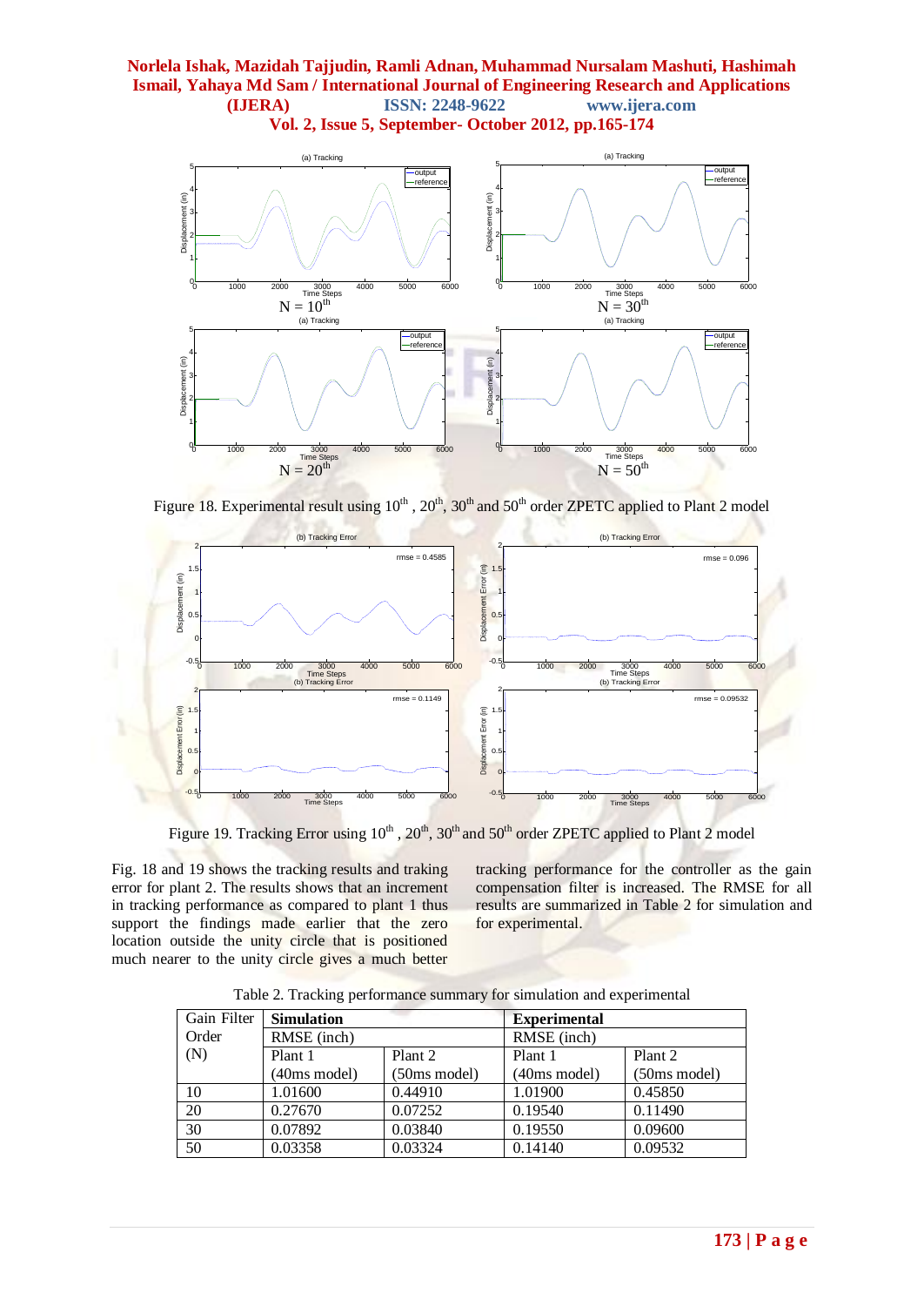Figure 18. Experimental result using 10[th] , 20[th], 30[th] and 50[th] order ZPETC applied to Plant 2 model

Figure 19. Tracking Error using 10[th] , 20[th], 30[th] and 50[th] order ZPETC applied to Plant 2 model

Fig. 18 and 19 shows the tracking results and traking error for plant 2. The results shows that an increment in tracking performance as compared to plant 1 thus support the findings made earlier that the zero location outside the unity circle that is positioned much nearer to the unity circle gives a much better tracking performance for the controller as the gain compensation filter is increased. The RMSE for all results are summarized in Table 2 for simulation and for experimental.

Table 2. Tracking performance summary for simulation and experimental

| Gain Filter Order (N) | **Simulation** | | **Experimental** | |
|---|---|---|---|---|
| | RMSE (inch) | | RMSE (inch) | |
| | Plant 1 (40ms model) | Plant 2 (50ms model) | Plant 1 (40ms model) | Plant 2 (50ms model) |
| 10 | 1.01600 | 0.44910 | 1.01900 | 0.45850 |
| 20 | 0.27670 | 0.07252 | 0.19540 | 0.11490 |
| 30 | 0.07892 | 0.03840 | 0.19550 | 0.09600 |
| 50 | 0.03358 | 0.03324 | 0.14140 | 0.09532 |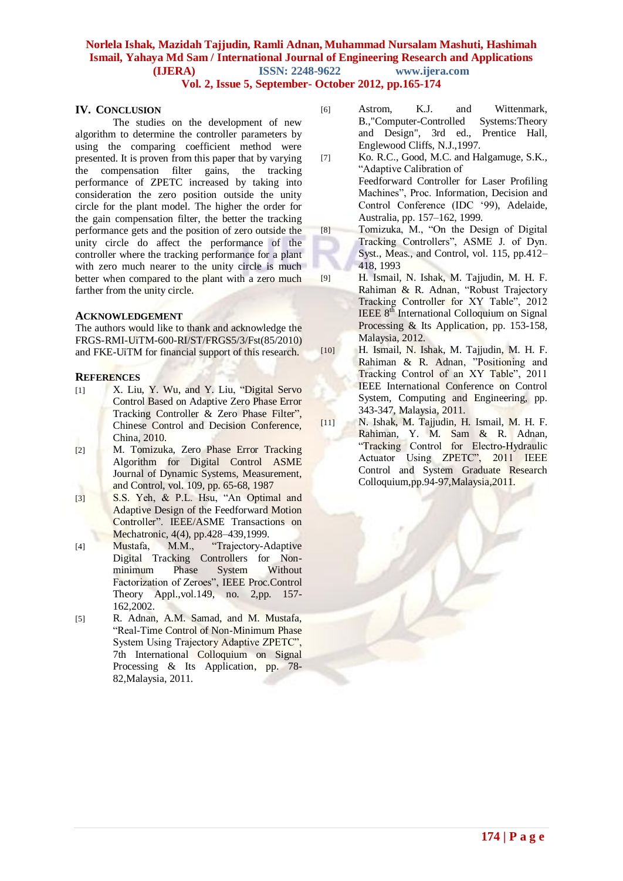## IV. Conclusion

The studies on the development of new algorithm to determine the controller parameters by using the comparing coefficient method were presented. It is proven from this paper that by varying the compensation filter gains, the tracking performance of ZPETC increased by taking into consideration the zero position outside the unity circle for the plant model. The higher the order for the gain compensation filter, the better the tracking performance gets and the position of zero outside the unity circle do affect the performance of the controller where the tracking performance for a plant with zero much nearer to the unity circle is much better when compared to the plant with a zero much farther from the unity circle.

## Acknowledgement

The authors would like to thank and acknowledge the FRGS-RMI-UiTM-600-RI/ST/FRGS5/3/Fst(85/2010) and FKE-UiTM for financial support of this research.

## References

[1] X. Liu, Y. Wu, and Y. Liu, "Digital Servo Control Based on Adaptive Zero Phase Error Tracking Controller & Zero Phase Filter", Chinese Control and Decision Conference, China, 2010.

[2] M. Tomizuka, Zero Phase Error Tracking Algorithm for Digital Control ASME Journal of Dynamic Systems, Measurement, and Control, vol. 109, pp. 65-68, 1987

[3] S.S. Yeh, & P.L. Hsu, "An Optimal and Adaptive Design of the Feedforward Motion Controller". IEEE/ASME Transactions on Mechatronic, 4(4), pp.428–439,1999.

[4] Mustafa, M.M., "Trajectory-Adaptive Digital Tracking Controllers for Non-minimum Phase System Without Factorization of Zeroes", IEEE Proc.Control Theory Appl.,vol.149, no. 2,pp. 157-162,2002.

[5] R. Adnan, A.M. Samad, and M. Mustafa, "Real-Time Control of Non-Minimum Phase System Using Trajectory Adaptive ZPETC", 7th International Colloquium on Signal Processing & Its Application, pp. 78-82,Malaysia, 2011.

[6] Astrom, K.J. and Wittenmark, B.,"Computer-Controlled Systems:Theory and Design", 3rd ed., Prentice Hall, Englewood Cliffs, N.J.,1997.

[7] Ko. R.C., Good, M.C. and Halgamuge, S.K., "Adaptive Calibration of Feedforward Controller for Laser Profiling Machines", Proc. Information, Decision and Control Conference (IDC '99), Adelaide, Australia, pp. 157–162, 1999.

[8] Tomizuka, M., "On the Design of Digital Tracking Controllers", ASME J. of Dyn. Syst., Meas., and Control, vol. 115, pp.412–418, 1993

[9] H. Ismail, N. Ishak, M. Tajjudin, M. H. F. Rahiman & R. Adnan, "Robust Trajectory Tracking Controller for XY Table", 2012 IEEE 8th International Colloquium on Signal Processing & Its Application, pp. 153-158, Malaysia, 2012.

[10] H. Ismail, N. Ishak, M. Tajjudin, M. H. F. Rahiman & R. Adnan, "Positioning and Tracking Control of an XY Table", 2011 IEEE International Conference on Control System, Computing and Engineering, pp. 343-347, Malaysia, 2011.

[11] N. Ishak, M. Tajjudin, H. Ismail, M. H. F. Rahiman, Y. M. Sam & R. Adnan, "Tracking Control for Electro-Hydraulic Actuator Using ZPETC", 2011 IEEE Control and System Graduate Research Colloquium,pp.94-97,Malaysia,2011.